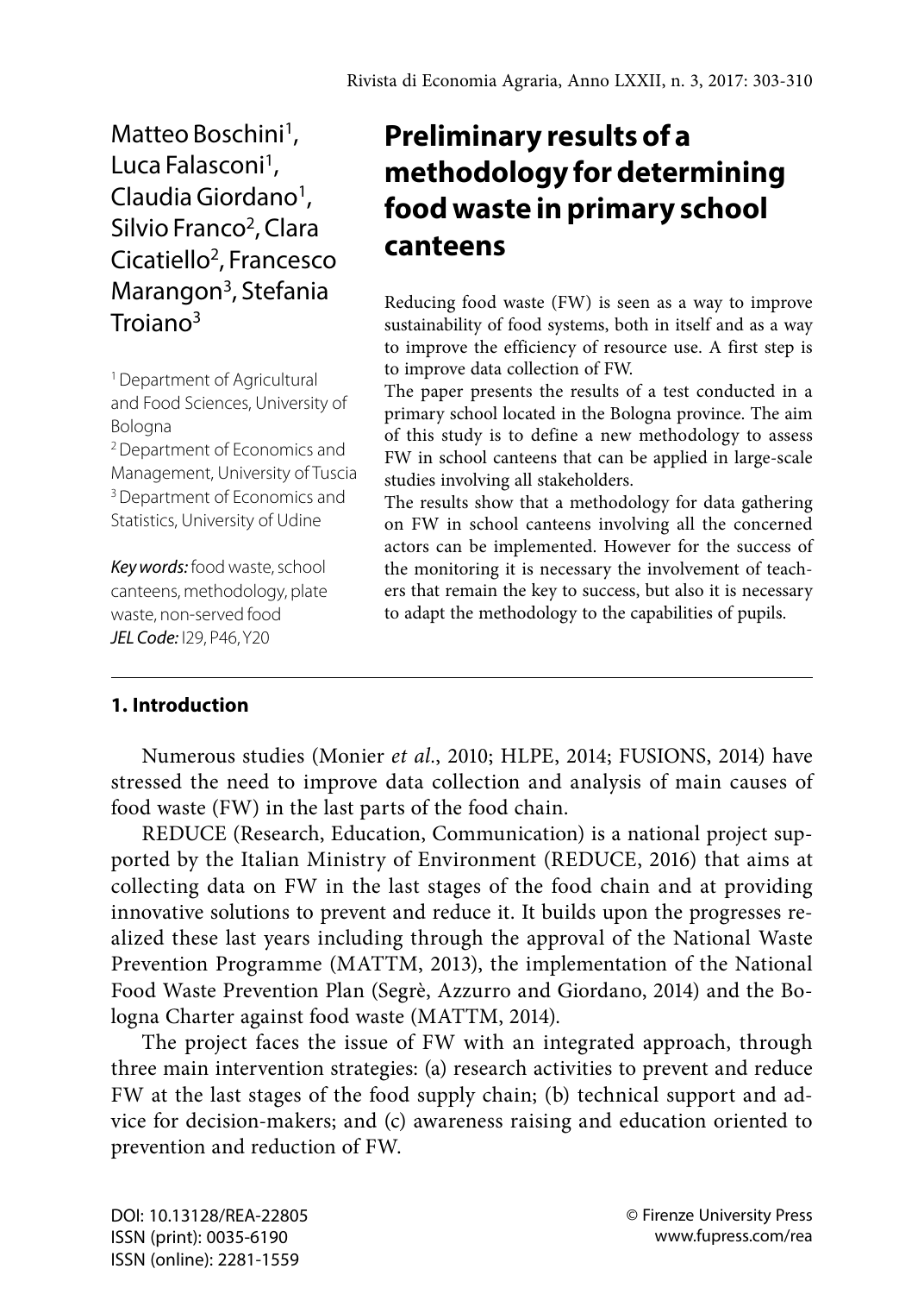# Preliminary results of a methodology for determining food waste in primary school canteens

Matteo Boschini[1], Luca Falasconi[1], Claudia Giordano[1], Silvio Franco[2], Clara Cicatiello[2], Francesco Marangon[3], Stefania Troiano[3]

[1] Department of Agricultural and Food Sciences, University of Bologna
[2] Department of Economics and Management, University of Tuscia
[3] Department of Economics and Statistics, University of Udine

***Key words:*** food waste, school canteens, methodology, plate waste, non-served food
***JEL Code:*** I29, P46, Y20

Reducing food waste (FW) is seen as a way to improve sustainability of food systems, both in itself and as a way to improve the efficiency of resource use. A first step is to improve data collection of FW.

The paper presents the results of a test conducted in a primary school located in the Bologna province. The aim of this study is to define a new methodology to assess FW in school canteens that can be applied in large-scale studies involving all stakeholders.

The results show that a methodology for data gathering on FW in school canteens involving all the concerned actors can be implemented. However for the success of the monitoring it is necessary the involvement of teachers that remain the key to success, but also it is necessary to adapt the methodology to the capabilities of pupils.

## 1. Introduction

Numerous studies (Monier *et al*., 2010; HLPE, 2014; FUSIONS, 2014) have stressed the need to improve data collection and analysis of main causes of food waste (FW) in the last parts of the food chain.

REDUCE (Research, Education, Communication) is a national project supported by the Italian Ministry of Environment (REDUCE, 2016) that aims at collecting data on FW in the last stages of the food chain and at providing innovative solutions to prevent and reduce it. It builds upon the progresses realized these last years including through the approval of the National Waste Prevention Programme (MATTM, 2013), the implementation of the National Food Waste Prevention Plan (Segrè, Azzurro and Giordano, 2014) and the Bologna Charter against food waste (MATTM, 2014).

The project faces the issue of FW with an integrated approach, through three main intervention strategies: (a) research activities to prevent and reduce FW at the last stages of the food supply chain; (b) technical support and advice for decision-makers; and (c) awareness raising and education oriented to prevention and reduction of FW.

DOI: 10.13128/REA-22805
ISSN (print): 0035-6190
ISSN (online): 2281-1559

© Firenze University Press
www.fupress.com/rea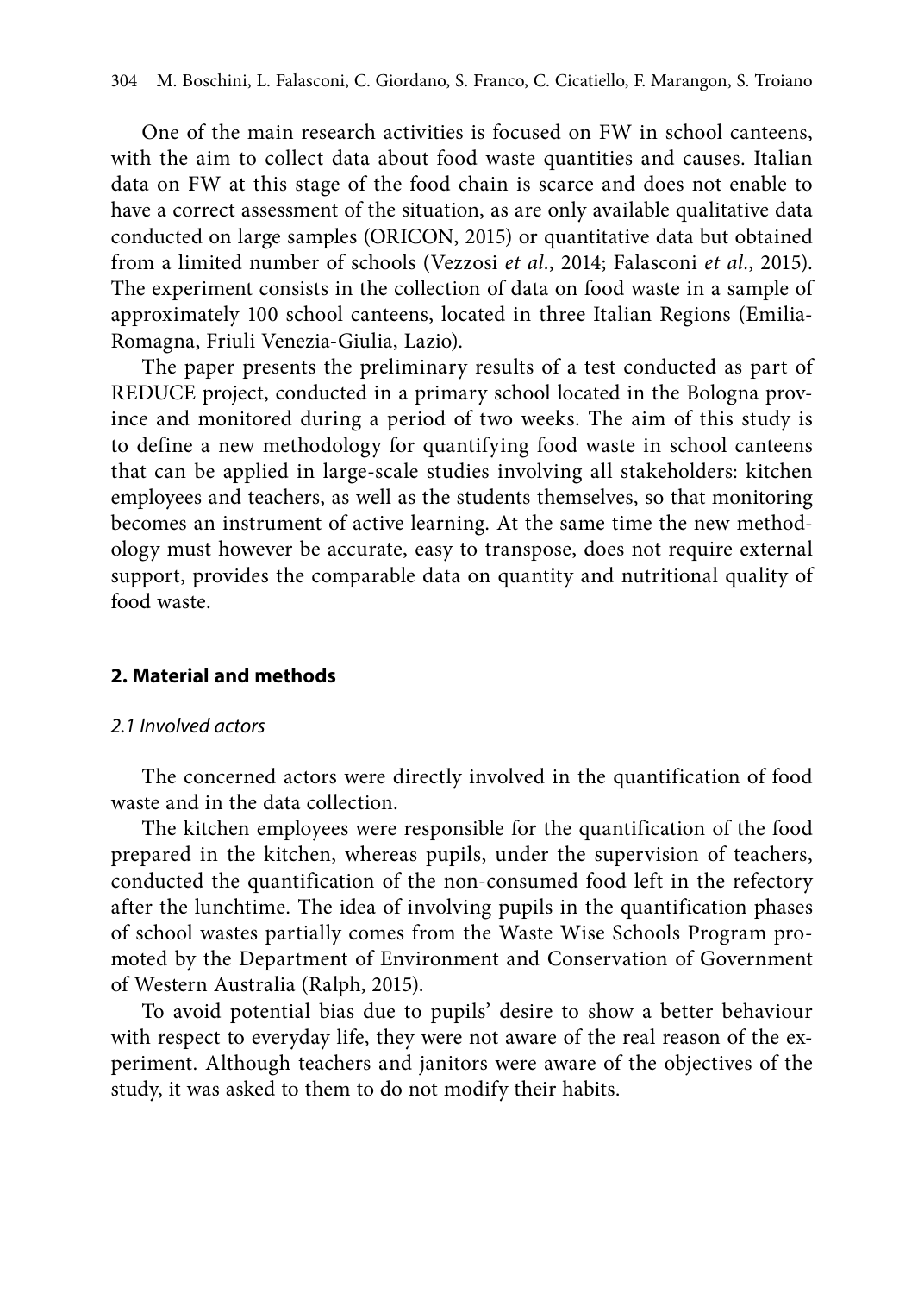One of the main research activities is focused on FW in school canteens, with the aim to collect data about food waste quantities and causes. Italian data on FW at this stage of the food chain is scarce and does not enable to have a correct assessment of the situation, as are only available qualitative data conducted on large samples (ORICON, 2015) or quantitative data but obtained from a limited number of schools (Vezzosi *et al*., 2014; Falasconi *et al*., 2015). The experiment consists in the collection of data on food waste in a sample of approximately 100 school canteens, located in three Italian Regions (Emilia-Romagna, Friuli Venezia-Giulia, Lazio).

The paper presents the preliminary results of a test conducted as part of REDUCE project, conducted in a primary school located in the Bologna province and monitored during a period of two weeks. The aim of this study is to define a new methodology for quantifying food waste in school canteens that can be applied in large-scale studies involving all stakeholders: kitchen employees and teachers, as well as the students themselves, so that monitoring becomes an instrument of active learning. At the same time the new methodology must however be accurate, easy to transpose, does not require external support, provides the comparable data on quantity and nutritional quality of food waste.

## 2. Material and methods

### *2.1 Involved actors*

The concerned actors were directly involved in the quantification of food waste and in the data collection.

The kitchen employees were responsible for the quantification of the food prepared in the kitchen, whereas pupils, under the supervision of teachers, conducted the quantification of the non-consumed food left in the refectory after the lunchtime. The idea of involving pupils in the quantification phases of school wastes partially comes from the Waste Wise Schools Program promoted by the Department of Environment and Conservation of Government of Western Australia (Ralph, 2015).

To avoid potential bias due to pupils' desire to show a better behaviour with respect to everyday life, they were not aware of the real reason of the experiment. Although teachers and janitors were aware of the objectives of the study, it was asked to them to do not modify their habits.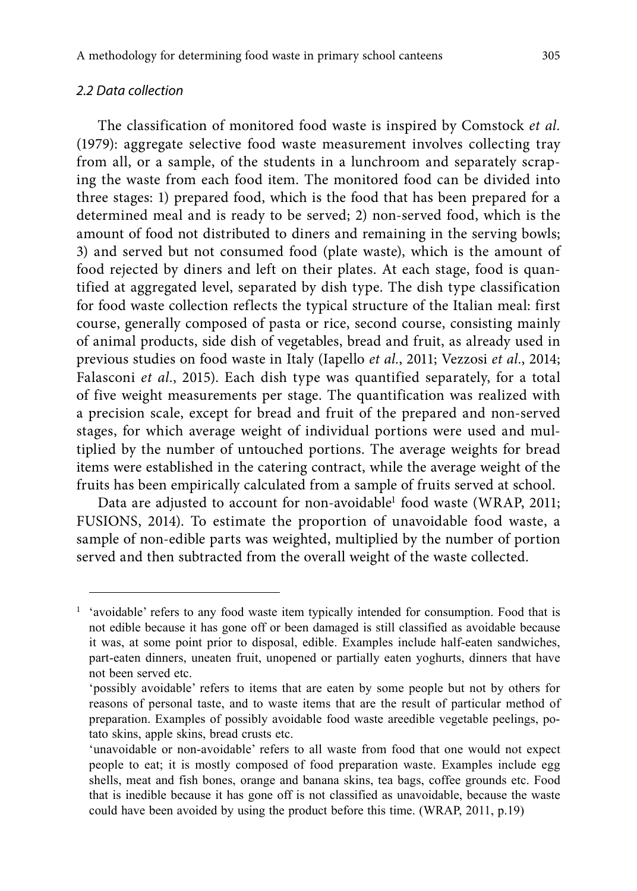### *2.2 Data collection*

The classification of monitored food waste is inspired by Comstock *et al.* (1979): aggregate selective food waste measurement involves collecting tray from all, or a sample, of the students in a lunchroom and separately scraping the waste from each food item. The monitored food can be divided into three stages: 1) prepared food, which is the food that has been prepared for a determined meal and is ready to be served; 2) non-served food, which is the amount of food not distributed to diners and remaining in the serving bowls; 3) and served but not consumed food (plate waste), which is the amount of food rejected by diners and left on their plates. At each stage, food is quantified at aggregated level, separated by dish type. The dish type classification for food waste collection reflects the typical structure of the Italian meal: first course, generally composed of pasta or rice, second course, consisting mainly of animal products, side dish of vegetables, bread and fruit, as already used in previous studies on food waste in Italy (Iapello *et al.*, 2011; Vezzosi *et al.*, 2014; Falasconi *et al.*, 2015). Each dish type was quantified separately, for a total of five weight measurements per stage. The quantification was realized with a precision scale, except for bread and fruit of the prepared and non-served stages, for which average weight of individual portions were used and multiplied by the number of untouched portions. The average weights for bread items were established in the catering contract, while the average weight of the fruits has been empirically calculated from a sample of fruits served at school.

Data are adjusted to account for non-avoidable[1] food waste (WRAP, 2011; FUSIONS, 2014). To estimate the proportion of unavoidable food waste, a sample of non-edible parts was weighted, multiplied by the number of portion served and then subtracted from the overall weight of the waste collected.

---

[1] 'avoidable' refers to any food waste item typically intended for consumption. Food that is not edible because it has gone off or been damaged is still classified as avoidable because it was, at some point prior to disposal, edible. Examples include half-eaten sandwiches, part-eaten dinners, uneaten fruit, unopened or partially eaten yoghurts, dinners that have not been served etc.

'possibly avoidable' refers to items that are eaten by some people but not by others for reasons of personal taste, and to waste items that are the result of particular method of preparation. Examples of possibly avoidable food waste areedible vegetable peelings, potato skins, apple skins, bread crusts etc.

'unavoidable or non-avoidable' refers to all waste from food that one would not expect people to eat; it is mostly composed of food preparation waste. Examples include egg shells, meat and fish bones, orange and banana skins, tea bags, coffee grounds etc. Food that is inedible because it has gone off is not classified as unavoidable, because the waste could have been avoided by using the product before this time. (WRAP, 2011, p.19)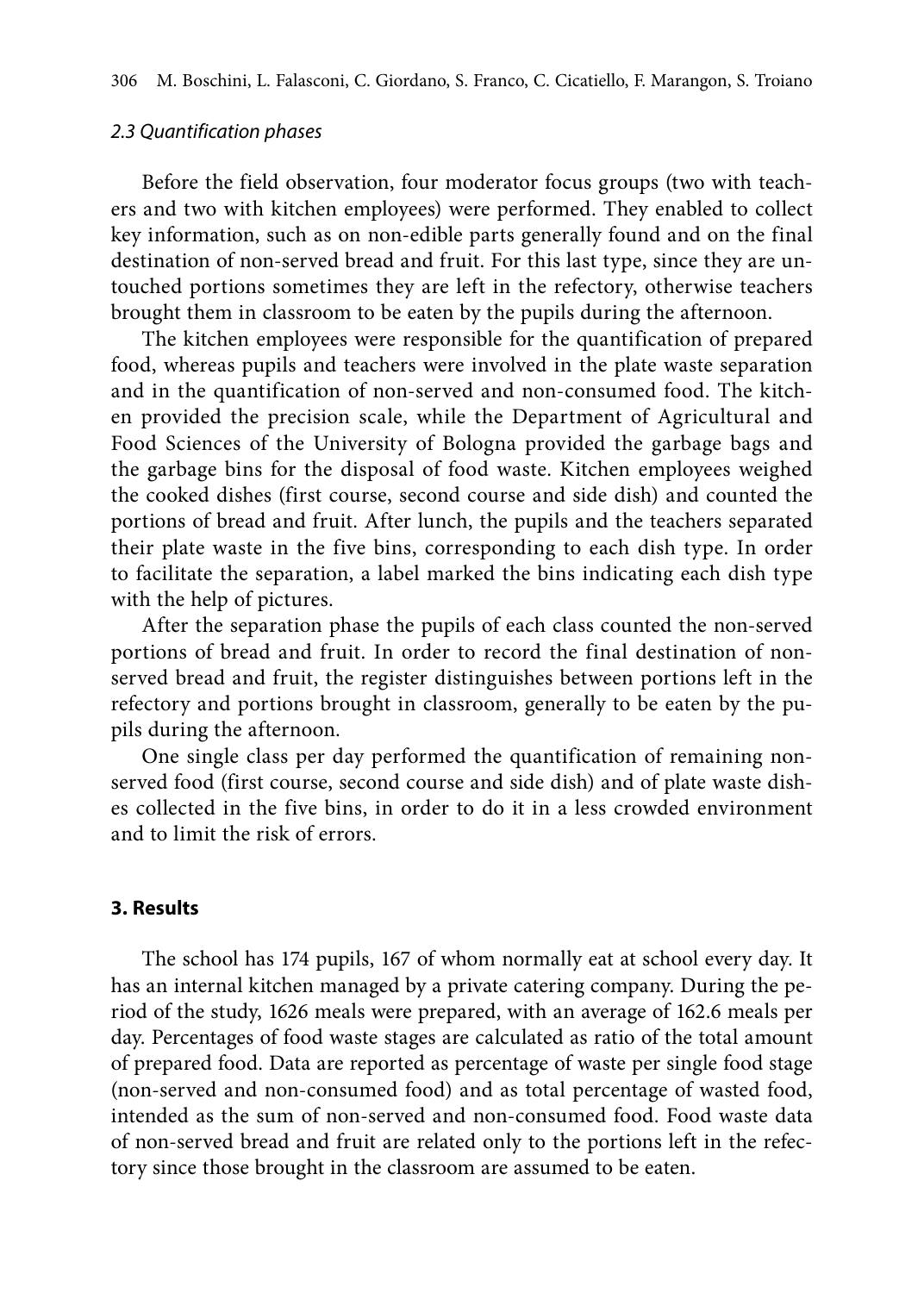### *2.3 Quantification phases*

Before the field observation, four moderator focus groups (two with teachers and two with kitchen employees) were performed. They enabled to collect key information, such as on non-edible parts generally found and on the final destination of non-served bread and fruit. For this last type, since they are untouched portions sometimes they are left in the refectory, otherwise teachers brought them in classroom to be eaten by the pupils during the afternoon.

The kitchen employees were responsible for the quantification of prepared food, whereas pupils and teachers were involved in the plate waste separation and in the quantification of non-served and non-consumed food. The kitchen provided the precision scale, while the Department of Agricultural and Food Sciences of the University of Bologna provided the garbage bags and the garbage bins for the disposal of food waste. Kitchen employees weighed the cooked dishes (first course, second course and side dish) and counted the portions of bread and fruit. After lunch, the pupils and the teachers separated their plate waste in the five bins, corresponding to each dish type. In order to facilitate the separation, a label marked the bins indicating each dish type with the help of pictures.

After the separation phase the pupils of each class counted the non-served portions of bread and fruit. In order to record the final destination of non-served bread and fruit, the register distinguishes between portions left in the refectory and portions brought in classroom, generally to be eaten by the pupils during the afternoon.

One single class per day performed the quantification of remaining non-served food (first course, second course and side dish) and of plate waste dishes collected in the five bins, in order to do it in a less crowded environment and to limit the risk of errors.

## **3. Results**

The school has 174 pupils, 167 of whom normally eat at school every day. It has an internal kitchen managed by a private catering company. During the period of the study, 1626 meals were prepared, with an average of 162.6 meals per day. Percentages of food waste stages are calculated as ratio of the total amount of prepared food. Data are reported as percentage of waste per single food stage (non-served and non-consumed food) and as total percentage of wasted food, intended as the sum of non-served and non-consumed food. Food waste data of non-served bread and fruit are related only to the portions left in the refectory since those brought in the classroom are assumed to be eaten.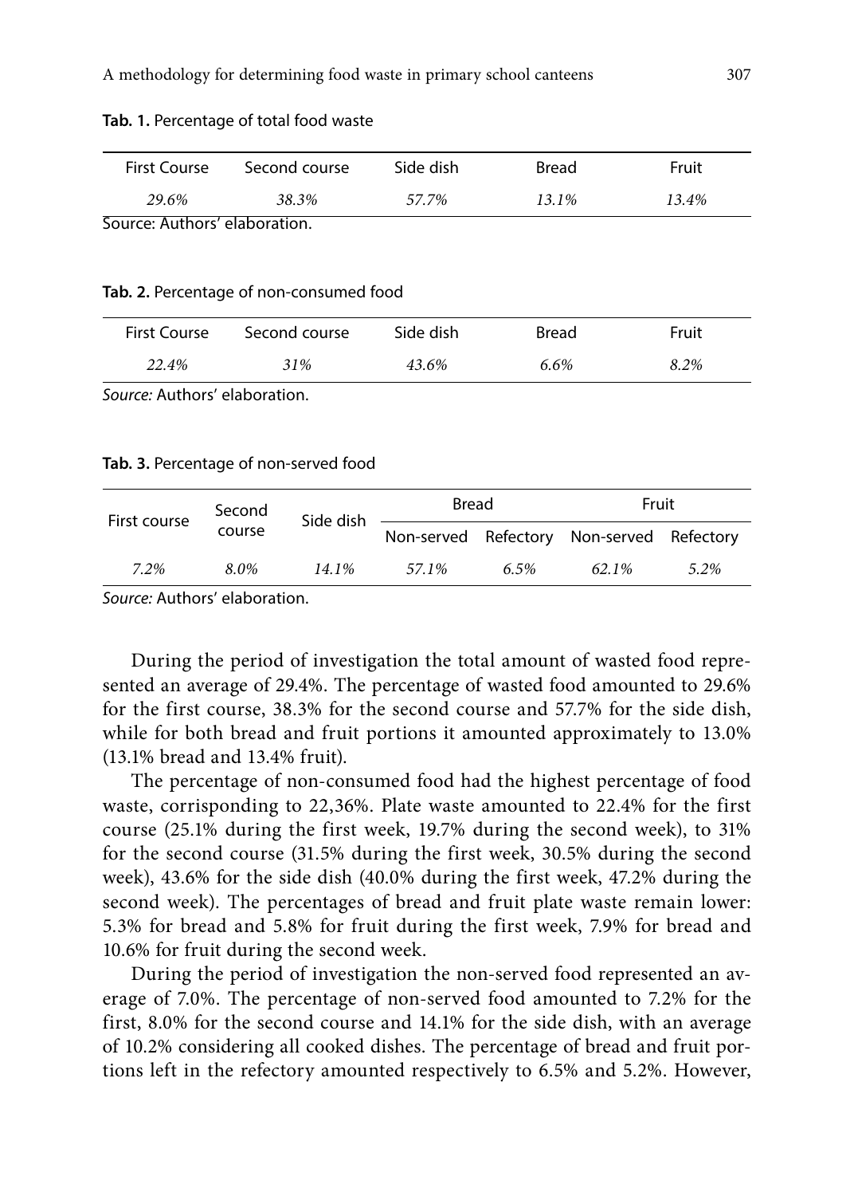**Tab. 1.** Percentage of total food waste

| First Course | Second course | Side dish | Bread | Fruit |
|---|---|---|---|---|
| *29.6%* | *38.3%* | *57.7%* | *13.1%* | *13.4%* |

Source: Authors' elaboration.

**Tab. 2.** Percentage of non-consumed food

| First Course | Second course | Side dish | Bread | Fruit |
|---|---|---|---|---|
| *22.4%* | *31%* | *43.6%* | *6.6%* | *8.2%* |

*Source:* Authors' elaboration.

**Tab. 3.** Percentage of non-served food

| First course | Second course | Side dish | Bread | | Fruit | |
|---|---|---|---|---|---|---|
| | | | Non-served | Refectory | Non-served | Refectory |
| *7.2%* | *8.0%* | *14.1%* | *57.1%* | *6.5%* | *62.1%* | *5.2%* |

*Source:* Authors' elaboration.

During the period of investigation the total amount of wasted food represented an average of 29.4%. The percentage of wasted food amounted to 29.6% for the first course, 38.3% for the second course and 57.7% for the side dish, while for both bread and fruit portions it amounted approximately to 13.0% (13.1% bread and 13.4% fruit).

The percentage of non-consumed food had the highest percentage of food waste, corrisponding to 22,36%. Plate waste amounted to 22.4% for the first course (25.1% during the first week, 19.7% during the second week), to 31% for the second course (31.5% during the first week, 30.5% during the second week), 43.6% for the side dish (40.0% during the first week, 47.2% during the second week). The percentages of bread and fruit plate waste remain lower: 5.3% for bread and 5.8% for fruit during the first week, 7.9% for bread and 10.6% for fruit during the second week.

During the period of investigation the non-served food represented an average of 7.0%. The percentage of non-served food amounted to 7.2% for the first, 8.0% for the second course and 14.1% for the side dish, with an average of 10.2% considering all cooked dishes. The percentage of bread and fruit portions left in the refectory amounted respectively to 6.5% and 5.2%. However,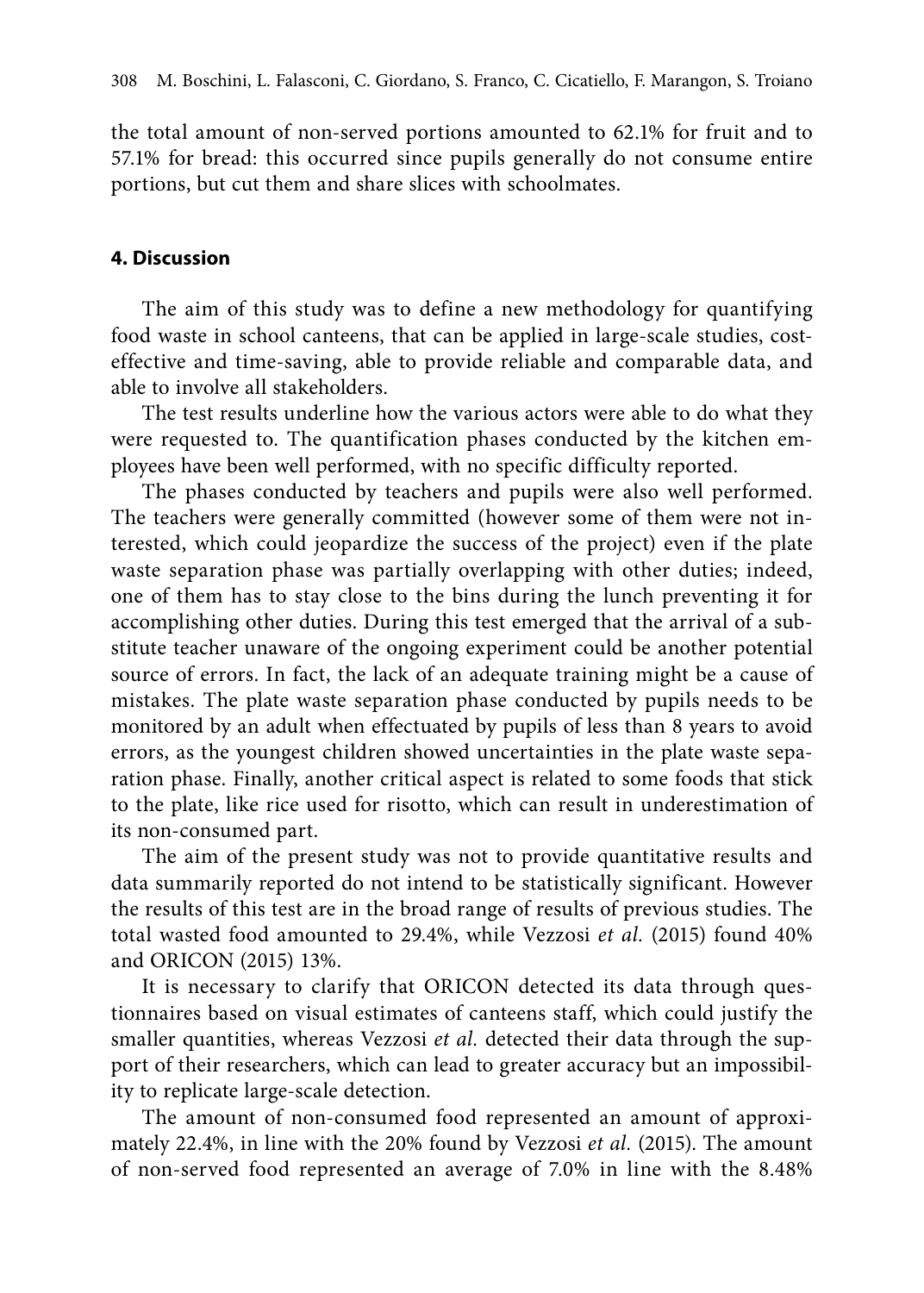the total amount of non-served portions amounted to 62.1% for fruit and to 57.1% for bread: this occurred since pupils generally do not consume entire portions, but cut them and share slices with schoolmates.

## 4. Discussion

The aim of this study was to define a new methodology for quantifying food waste in school canteens, that can be applied in large-scale studies, cost-effective and time-saving, able to provide reliable and comparable data, and able to involve all stakeholders.

The test results underline how the various actors were able to do what they were requested to. The quantification phases conducted by the kitchen employees have been well performed, with no specific difficulty reported.

The phases conducted by teachers and pupils were also well performed. The teachers were generally committed (however some of them were not interested, which could jeopardize the success of the project) even if the plate waste separation phase was partially overlapping with other duties; indeed, one of them has to stay close to the bins during the lunch preventing it for accomplishing other duties. During this test emerged that the arrival of a substitute teacher unaware of the ongoing experiment could be another potential source of errors. In fact, the lack of an adequate training might be a cause of mistakes. The plate waste separation phase conducted by pupils needs to be monitored by an adult when effectuated by pupils of less than 8 years to avoid errors, as the youngest children showed uncertainties in the plate waste separation phase. Finally, another critical aspect is related to some foods that stick to the plate, like rice used for risotto, which can result in underestimation of its non-consumed part.

The aim of the present study was not to provide quantitative results and data summarily reported do not intend to be statistically significant. However the results of this test are in the broad range of results of previous studies. The total wasted food amounted to 29.4%, while Vezzosi *et al.* (2015) found 40% and ORICON (2015) 13%.

It is necessary to clarify that ORICON detected its data through questionnaires based on visual estimates of canteens staff, which could justify the smaller quantities, whereas Vezzosi *et al.* detected their data through the support of their researchers, which can lead to greater accuracy but an impossibility to replicate large-scale detection.

The amount of non-consumed food represented an amount of approximately 22.4%, in line with the 20% found by Vezzosi *et al.* (2015). The amount of non-served food represented an average of 7.0% in line with the 8.48%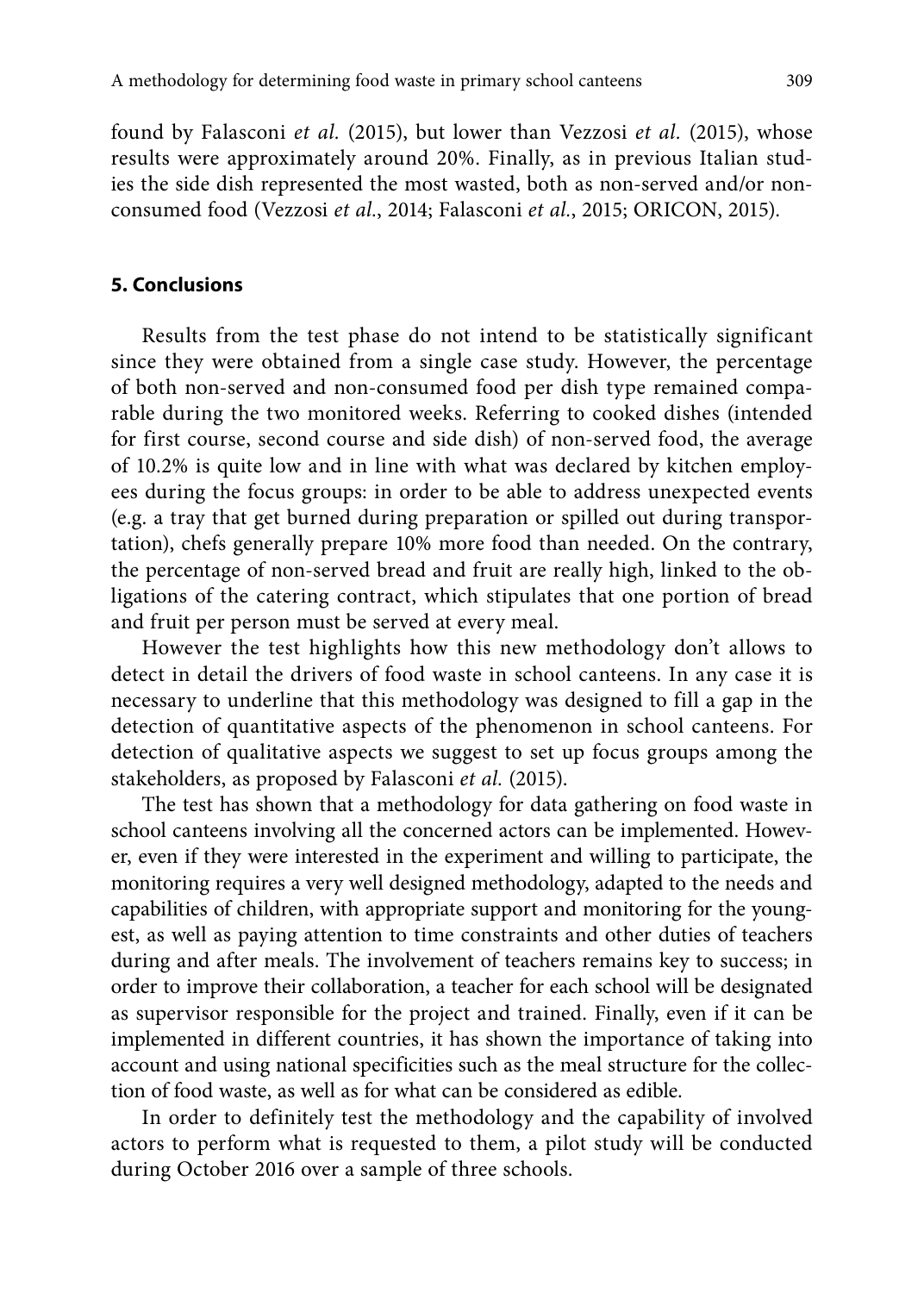found by Falasconi *et al.* (2015), but lower than Vezzosi *et al.* (2015), whose results were approximately around 20%. Finally, as in previous Italian studies the side dish represented the most wasted, both as non-served and/or non-consumed food (Vezzosi *et al.*, 2014; Falasconi *et al.*, 2015; ORICON, 2015).

## 5. Conclusions

Results from the test phase do not intend to be statistically significant since they were obtained from a single case study. However, the percentage of both non-served and non-consumed food per dish type remained comparable during the two monitored weeks. Referring to cooked dishes (intended for first course, second course and side dish) of non-served food, the average of 10.2% is quite low and in line with what was declared by kitchen employees during the focus groups: in order to be able to address unexpected events (e.g. a tray that get burned during preparation or spilled out during transportation), chefs generally prepare 10% more food than needed. On the contrary, the percentage of non-served bread and fruit are really high, linked to the obligations of the catering contract, which stipulates that one portion of bread and fruit per person must be served at every meal.

However the test highlights how this new methodology don't allows to detect in detail the drivers of food waste in school canteens. In any case it is necessary to underline that this methodology was designed to fill a gap in the detection of quantitative aspects of the phenomenon in school canteens. For detection of qualitative aspects we suggest to set up focus groups among the stakeholders, as proposed by Falasconi *et al.* (2015).

The test has shown that a methodology for data gathering on food waste in school canteens involving all the concerned actors can be implemented. However, even if they were interested in the experiment and willing to participate, the monitoring requires a very well designed methodology, adapted to the needs and capabilities of children, with appropriate support and monitoring for the youngest, as well as paying attention to time constraints and other duties of teachers during and after meals. The involvement of teachers remains key to success; in order to improve their collaboration, a teacher for each school will be designated as supervisor responsible for the project and trained. Finally, even if it can be implemented in different countries, it has shown the importance of taking into account and using national specificities such as the meal structure for the collection of food waste, as well as for what can be considered as edible.

In order to definitely test the methodology and the capability of involved actors to perform what is requested to them, a pilot study will be conducted during October 2016 over a sample of three schools.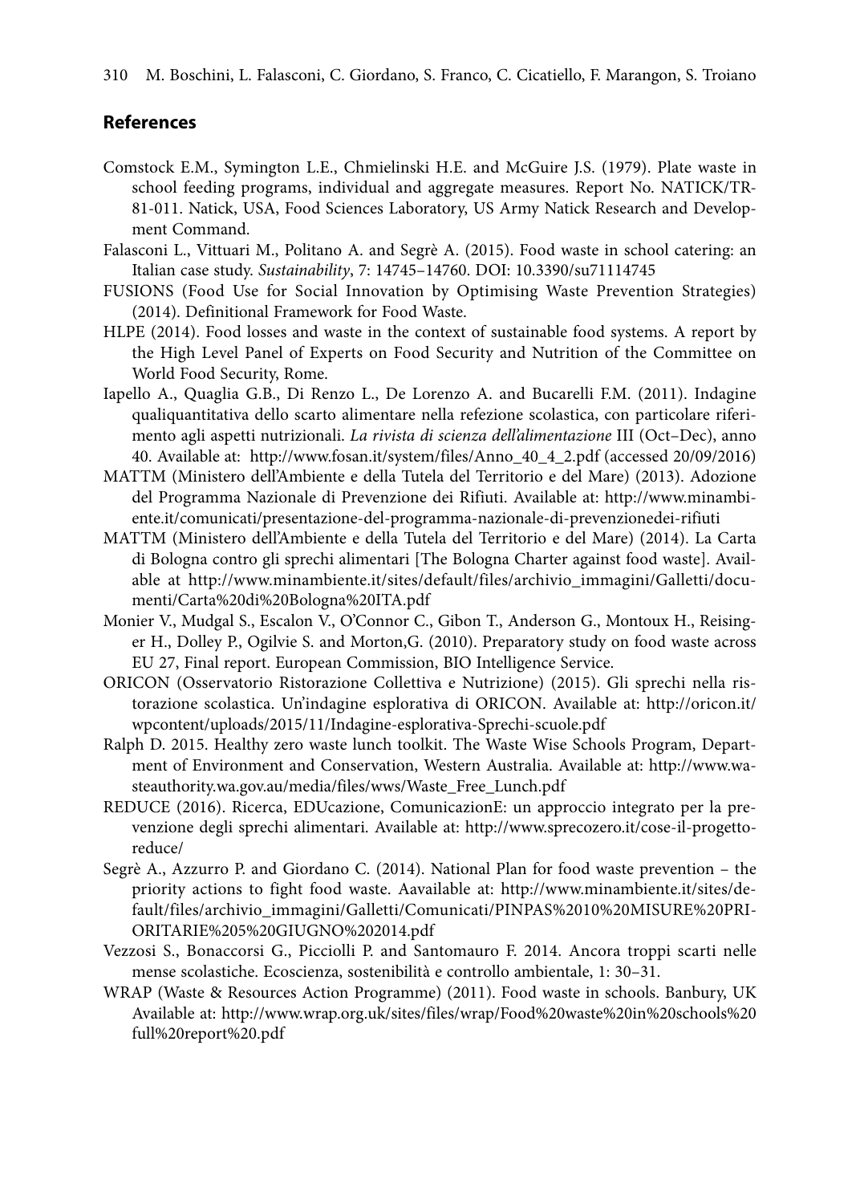## References

Comstock E.M., Symington L.E., Chmielinski H.E. and McGuire J.S. (1979). Plate waste in school feeding programs, individual and aggregate measures. Report No. NATICK/TR-81-011. Natick, USA, Food Sciences Laboratory, US Army Natick Research and Development Command.

Falasconi L., Vittuari M., Politano A. and Segrè A. (2015). Food waste in school catering: an Italian case study. *Sustainability*, 7: 14745–14760. DOI: 10.3390/su71114745

FUSIONS (Food Use for Social Innovation by Optimising Waste Prevention Strategies) (2014). Definitional Framework for Food Waste.

HLPE (2014). Food losses and waste in the context of sustainable food systems. A report by the High Level Panel of Experts on Food Security and Nutrition of the Committee on World Food Security, Rome.

Iapello A., Quaglia G.B., Di Renzo L., De Lorenzo A. and Bucarelli F.M. (2011). Indagine qualiquantitativa dello scarto alimentare nella refezione scolastica, con particolare riferimento agli aspetti nutrizionali. *La rivista di scienza dell'alimentazione* III (Oct–Dec), anno 40. Available at: http://www.fosan.it/system/files/Anno_40_4_2.pdf (accessed 20/09/2016)

MATTM (Ministero dell'Ambiente e della Tutela del Territorio e del Mare) (2013). Adozione del Programma Nazionale di Prevenzione dei Rifiuti. Available at: http://www.minambiente.it/comunicati/presentazione-del-programma-nazionale-di-prevenzionedei-rifiuti

MATTM (Ministero dell'Ambiente e della Tutela del Territorio e del Mare) (2014). La Carta di Bologna contro gli sprechi alimentari [The Bologna Charter against food waste]. Available at http://www.minambiente.it/sites/default/files/archivio_immagini/Galletti/documenti/Carta%20di%20Bologna%20ITA.pdf

Monier V., Mudgal S., Escalon V., O'Connor C., Gibon T., Anderson G., Montoux H., Reisinger H., Dolley P., Ogilvie S. and Morton,G. (2010). Preparatory study on food waste across EU 27, Final report. European Commission, BIO Intelligence Service.

ORICON (Osservatorio Ristorazione Collettiva e Nutrizione) (2015). Gli sprechi nella ristorazione scolastica. Un'indagine esplorativa di ORICON. Available at: http://oricon.it/wpcontent/uploads/2015/11/Indagine-esplorativa-Sprechi-scuole.pdf

Ralph D. 2015. Healthy zero waste lunch toolkit. The Waste Wise Schools Program, Department of Environment and Conservation, Western Australia. Available at: http://www.wasteauthority.wa.gov.au/media/files/wws/Waste_Free_Lunch.pdf

REDUCE (2016). Ricerca, EDUcazione, ComunicazionE: un approccio integrato per la prevenzione degli sprechi alimentari. Available at: http://www.sprecozero.it/cose-il-progetto-reduce/

Segrè A., Azzurro P. and Giordano C. (2014). National Plan for food waste prevention – the priority actions to fight food waste. Aavailable at: http://www.minambiente.it/sites/default/files/archivio_immagini/Galletti/Comunicati/PINPAS%2010%20MISURE%20PRIORITARIE%205%20GIUGNO%202014.pdf

Vezzosi S., Bonaccorsi G., Picciolli P. and Santomauro F. 2014. Ancora troppi scarti nelle mense scolastiche. Ecoscienza, sostenibilità e controllo ambientale, 1: 30–31.

WRAP (Waste & Resources Action Programme) (2011). Food waste in schools. Banbury, UK Available at: http://www.wrap.org.uk/sites/files/wrap/Food%20waste%20in%20schools%20full%20report%20.pdf